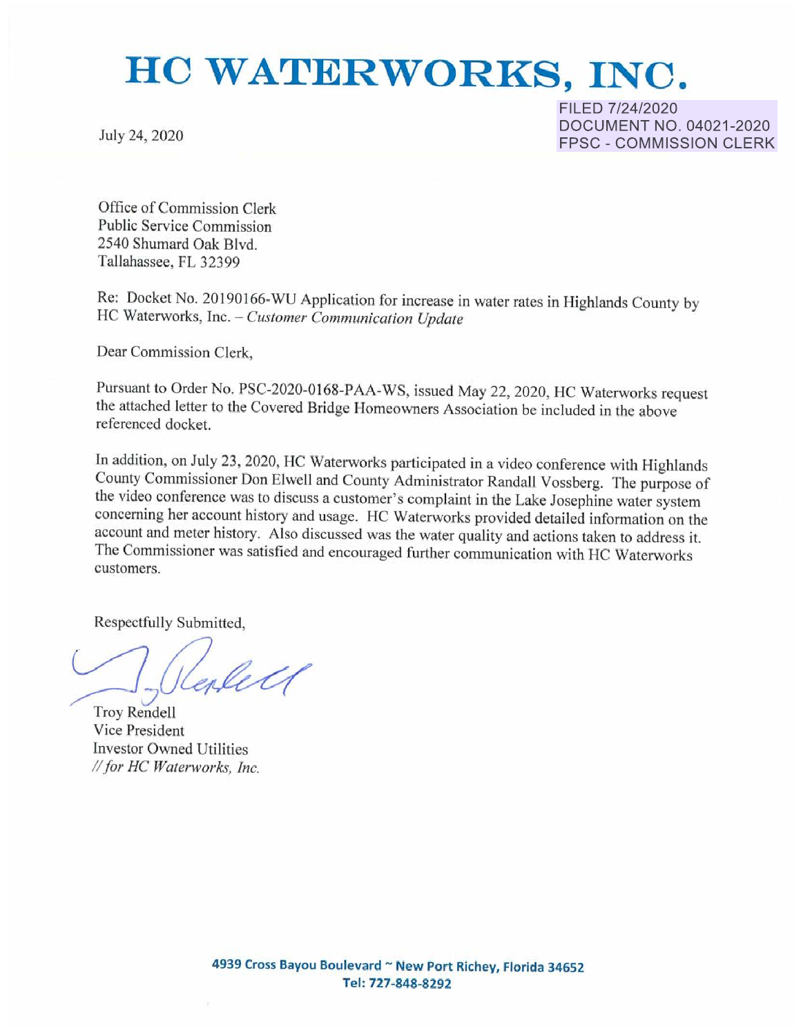# HC WATERWORKS, INC.

FILED 7/24/2020
DOCUMENT NO. 04021-2020
FPSC - COMMISSION CLERK

July 24, 2020

Office of Commission Clerk
Public Service Commission
2540 Shumard Oak Blvd.
Tallahassee, FL 32399

Re: Docket No. 20190166-WU Application for increase in water rates in Highlands County by HC Waterworks, Inc. – *Customer Communication Update*

Dear Commission Clerk,

Pursuant to Order No. PSC-2020-0168-PAA-WS, issued May 22, 2020, HC Waterworks request the attached letter to the Covered Bridge Homeowners Association be included in the above referenced docket.

In addition, on July 23, 2020, HC Waterworks participated in a video conference with Highlands County Commissioner Don Elwell and County Administrator Randall Vossberg. The purpose of the video conference was to discuss a customer's complaint in the Lake Josephine water system concerning her account history and usage. HC Waterworks provided detailed information on the account and meter history. Also discussed was the water quality and actions taken to address it. The Commissioner was satisfied and encouraged further communication with HC Waterworks customers.

Respectfully Submitted,

Troy Rendell
Vice President
Investor Owned Utilities
*// for HC Waterworks, Inc.*

**4939 Cross Bayou Boulevard ~ New Port Richey, Florida 34652**
**Tel: 727-848-8292**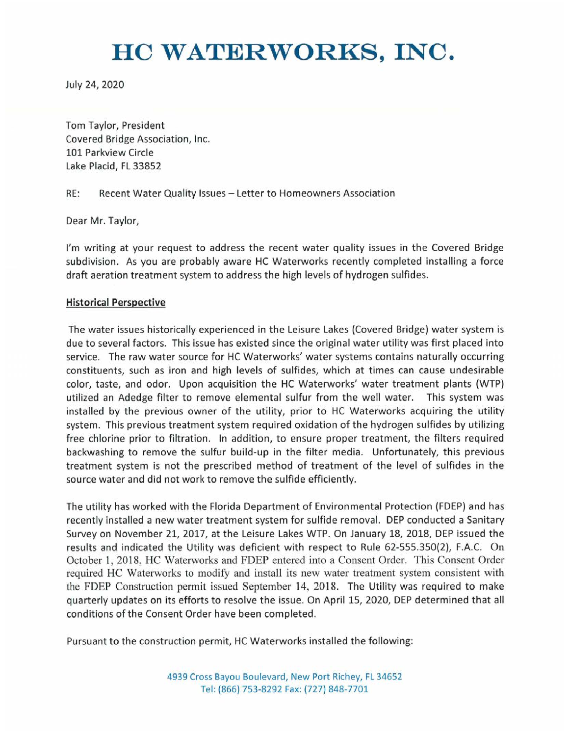# HC WATERWORKS, INC.

July 24, 2020

Tom Taylor, President  
Covered Bridge Association, Inc.  
101 Parkview Circle  
Lake Placid, FL 33852

RE: Recent Water Quality Issues – Letter to Homeowners Association

Dear Mr. Taylor,

I'm writing at your request to address the recent water quality issues in the Covered Bridge subdivision. As you are probably aware HC Waterworks recently completed installing a force draft aeration treatment system to address the high levels of hydrogen sulfides.

**Historical Perspective**

The water issues historically experienced in the Leisure Lakes (Covered Bridge) water system is due to several factors. This issue has existed since the original water utility was first placed into service. The raw water source for HC Waterworks' water systems contains naturally occurring constituents, such as iron and high levels of sulfides, which at times can cause undesirable color, taste, and odor. Upon acquisition the HC Waterworks' water treatment plants (WTP) utilized an Adedge filter to remove elemental sulfur from the well water. This system was installed by the previous owner of the utility, prior to HC Waterworks acquiring the utility system. This previous treatment system required oxidation of the hydrogen sulfides by utilizing free chlorine prior to filtration. In addition, to ensure proper treatment, the filters required backwashing to remove the sulfur build-up in the filter media. Unfortunately, this previous treatment system is not the prescribed method of treatment of the level of sulfides in the source water and did not work to remove the sulfide efficiently.

The utility has worked with the Florida Department of Environmental Protection (FDEP) and has recently installed a new water treatment system for sulfide removal. DEP conducted a Sanitary Survey on November 21, 2017, at the Leisure Lakes WTP. On January 18, 2018, DEP issued the results and indicated the Utility was deficient with respect to Rule 62-555.350(2), F.A.C. On October 1, 2018, HC Waterworks and FDEP entered into a Consent Order. This Consent Order required HC Waterworks to modify and install its new water treatment system consistent with the FDEP Construction permit issued September 14, 2018. The Utility was required to make quarterly updates on its efforts to resolve the issue. On April 15, 2020, DEP determined that all conditions of the Consent Order have been completed.

Pursuant to the construction permit, HC Waterworks installed the following:

4939 Cross Bayou Boulevard, New Port Richey, FL 34652  
Tel: (866) 753-8292 Fax: (727) 848-7701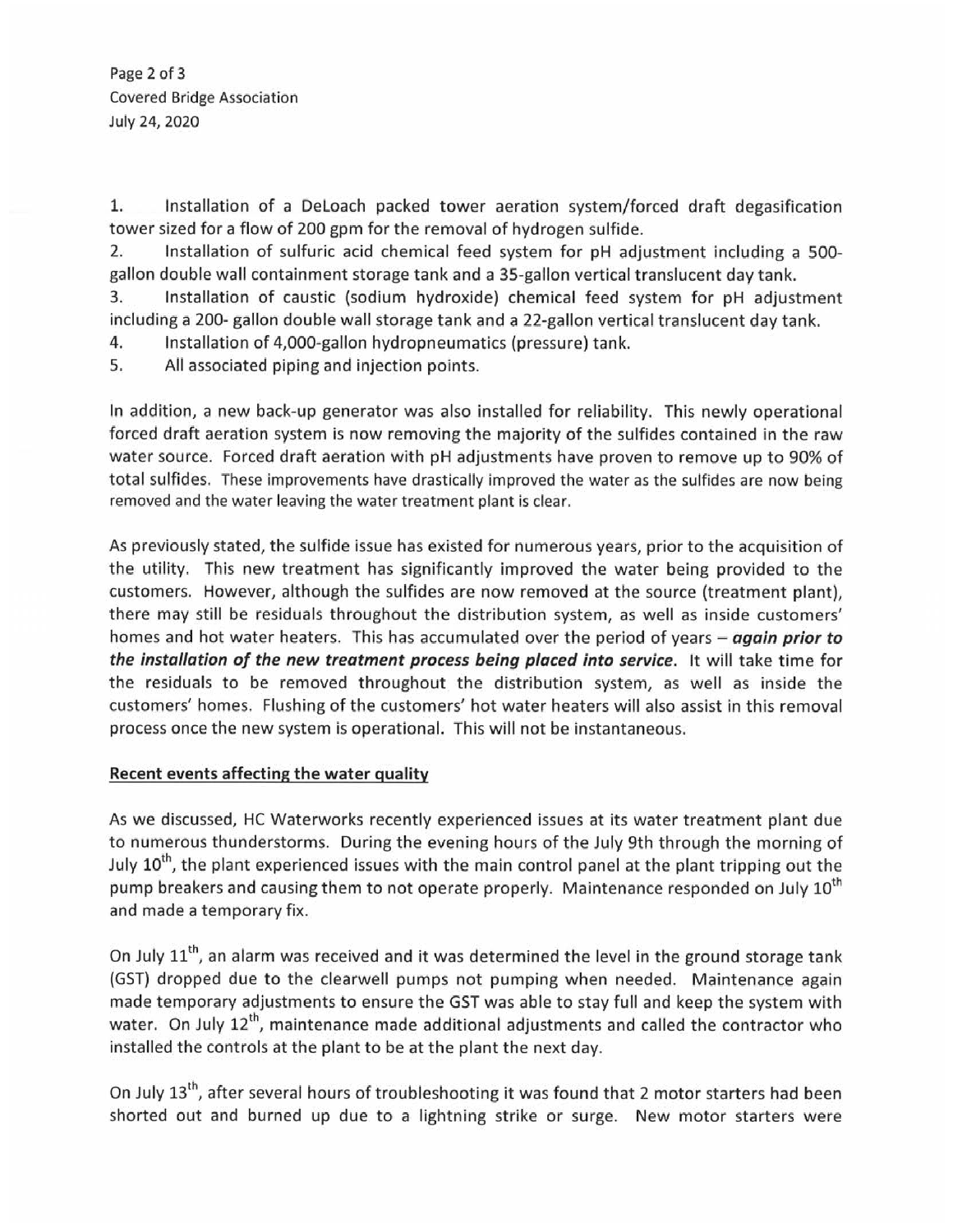1. Installation of a DeLoach packed tower aeration system/forced draft degasification tower sized for a flow of 200 gpm for the removal of hydrogen sulfide.
2. Installation of sulfuric acid chemical feed system for pH adjustment including a 500-gallon double wall containment storage tank and a 35-gallon vertical translucent day tank.
3. Installation of caustic (sodium hydroxide) chemical feed system for pH adjustment including a 200- gallon double wall storage tank and a 22-gallon vertical translucent day tank.
4. Installation of 4,000-gallon hydropneumatics (pressure) tank.
5. All associated piping and injection points.

In addition, a new back-up generator was also installed for reliability. This newly operational forced draft aeration system is now removing the majority of the sulfides contained in the raw water source. Forced draft aeration with pH adjustments have proven to remove up to 90% of total sulfides. These improvements have drastically improved the water as the sulfides are now being removed and the water leaving the water treatment plant is clear.

As previously stated, the sulfide issue has existed for numerous years, prior to the acquisition of the utility. This new treatment has significantly improved the water being provided to the customers. However, although the sulfides are now removed at the source (treatment plant), there may still be residuals throughout the distribution system, as well as inside customers' homes and hot water heaters. This has accumulated over the period of years – ***again prior to the installation of the new treatment process being placed into service.*** It will take time for the residuals to be removed throughout the distribution system, as well as inside the customers' homes. Flushing of the customers' hot water heaters will also assist in this removal process once the new system is operational. This will not be instantaneous.

**Recent events affecting the water quality**

As we discussed, HC Waterworks recently experienced issues at its water treatment plant due to numerous thunderstorms. During the evening hours of the July 9th through the morning of July 10th, the plant experienced issues with the main control panel at the plant tripping out the pump breakers and causing them to not operate properly. Maintenance responded on July 10th and made a temporary fix.

On July 11th, an alarm was received and it was determined the level in the ground storage tank (GST) dropped due to the clearwell pumps not pumping when needed. Maintenance again made temporary adjustments to ensure the GST was able to stay full and keep the system with water. On July 12th, maintenance made additional adjustments and called the contractor who installed the controls at the plant to be at the plant the next day.

On July 13th, after several hours of troubleshooting it was found that 2 motor starters had been shorted out and burned up due to a lightning strike or surge. New motor starters were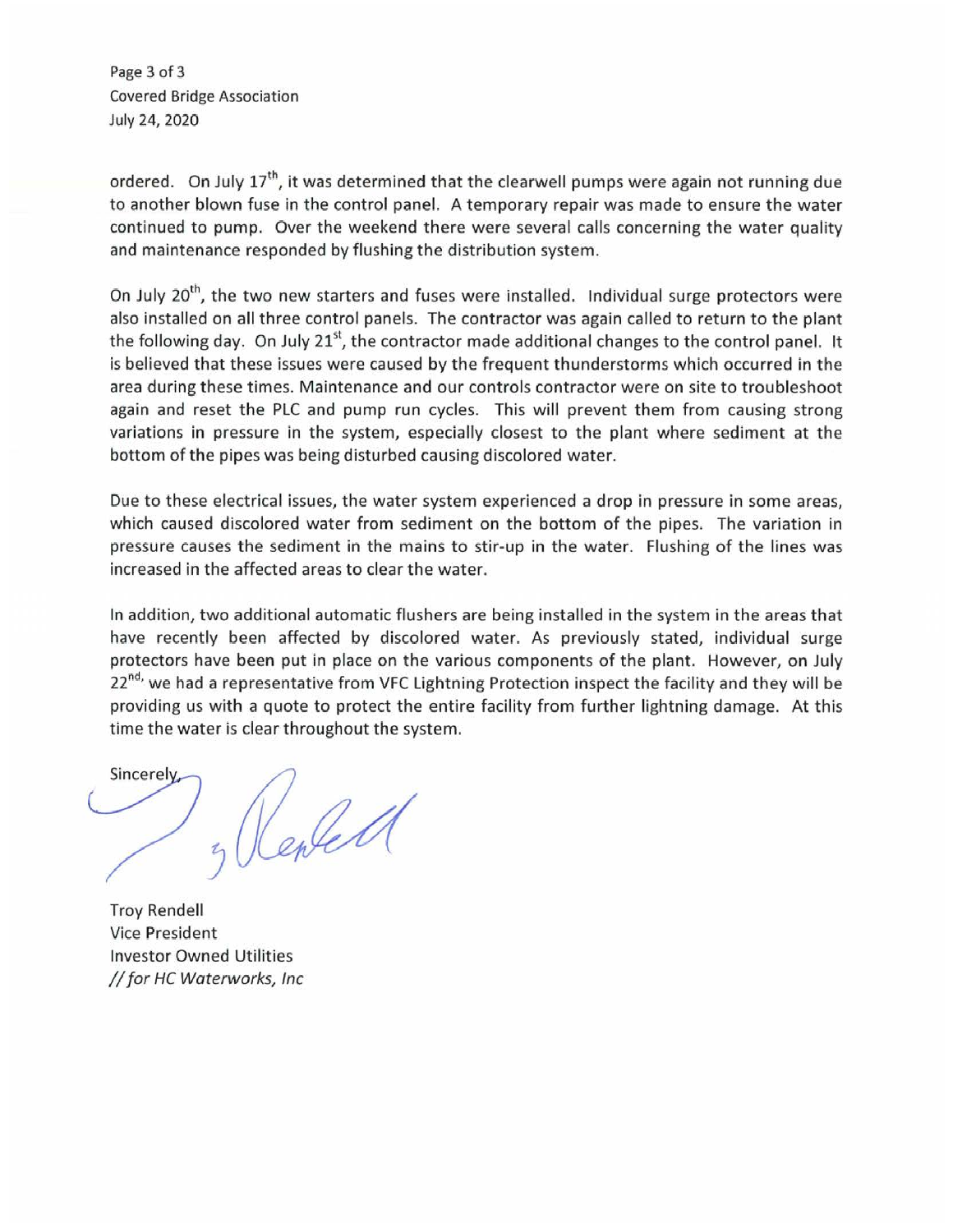ordered. On July 17th, it was determined that the clearwell pumps were again not running due to another blown fuse in the control panel. A temporary repair was made to ensure the water continued to pump. Over the weekend there were several calls concerning the water quality and maintenance responded by flushing the distribution system.

On July 20th, the two new starters and fuses were installed. Individual surge protectors were also installed on all three control panels. The contractor was again called to return to the plant the following day. On July 21st, the contractor made additional changes to the control panel. It is believed that these issues were caused by the frequent thunderstorms which occurred in the area during these times. Maintenance and our controls contractor were on site to troubleshoot again and reset the PLC and pump run cycles. This will prevent them from causing strong variations in pressure in the system, especially closest to the plant where sediment at the bottom of the pipes was being disturbed causing discolored water.

Due to these electrical issues, the water system experienced a drop in pressure in some areas, which caused discolored water from sediment on the bottom of the pipes. The variation in pressure causes the sediment in the mains to stir-up in the water. Flushing of the lines was increased in the affected areas to clear the water.

In addition, two additional automatic flushers are being installed in the system in the areas that have recently been affected by discolored water. As previously stated, individual surge protectors have been put in place on the various components of the plant. However, on July 22nd, we had a representative from VFC Lightning Protection inspect the facility and they will be providing us with a quote to protect the entire facility from further lightning damage. At this time the water is clear throughout the system.

Sincerely,

Troy Rendell
Vice President
Investor Owned Utilities
*// for HC Waterworks, Inc*